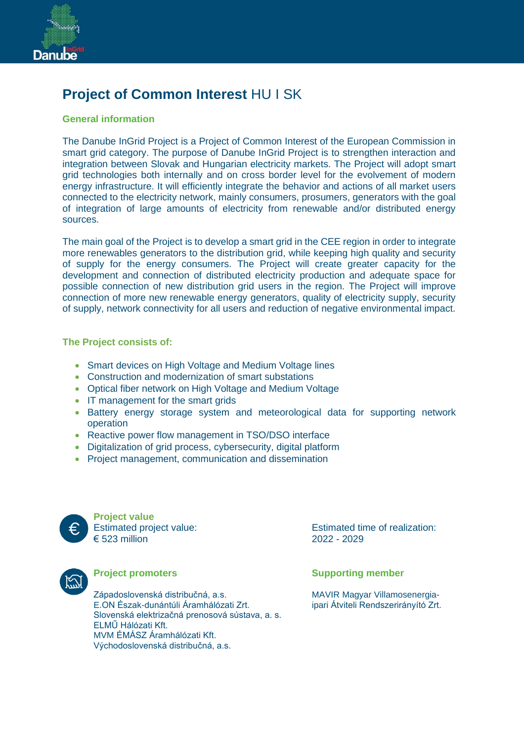# **Project of Common Interest** HU I SK

## General information

The Danube InGrid Project is a Project of Common Interest of the European Commission in smart grid category. The purpose of Danube InGrid Project is to strengthen interaction and integration between Slovak and Hungarian electricity markets. The Project will adopt smart grid technologies both internally and on cross border level for the evolvement of modern energy infrastructure. It will efficiently integrate the behavior and actions of all market users connected to the electricity network, mainly consumers, prosumers, generators with the goal of integration of large amounts of electricity from renewable and/or distributed energy sources.

The main goal of the Project is to develop a smart grid in the CEE region in order to integrate more renewables generators to the distribution grid, while keeping high quality and security of supply for the energy consumers. The Project will create greater capacity for the development and connection of distributed electricity production and adequate space for possible connection of new distribution grid users in the region. The Project will improve connection of more new renewable energy generators, quality of electricity supply, security of supply, network connectivity for all users and reduction of negative environmental impact.

## The Project consists of:

- Smart devices on High Voltage and Medium Voltage lines
- Construction and modernization of smart substations
- Optical fiber network on High Voltage and Medium Voltage
- IT management for the smart grids
- Battery energy storage system and meteorological data for supporting network operation
- Reactive power flow management in TSO/DSO interface
- Digitalization of grid process, cybersecurity, digital platform
- Project management, communication and dissemination

## Project value

Estimated project value:
€ 523 million

Estimated time of realization:
2022 - 2029

## Project promoters

Západoslovenská distribučná, a.s.
E.ON Észak-dunántúli Áramhálózati Zrt.
Slovenská elektrizačná prenosová sústava, a. s.
ELMŰ Hálózati Kft.
MVM ÉMÁSZ Áramhálózati Kft.
Východoslovenská distribučná, a.s.

## Supporting member

MAVIR Magyar Villamosenergia-ipari Átviteli Rendszerirányító Zrt.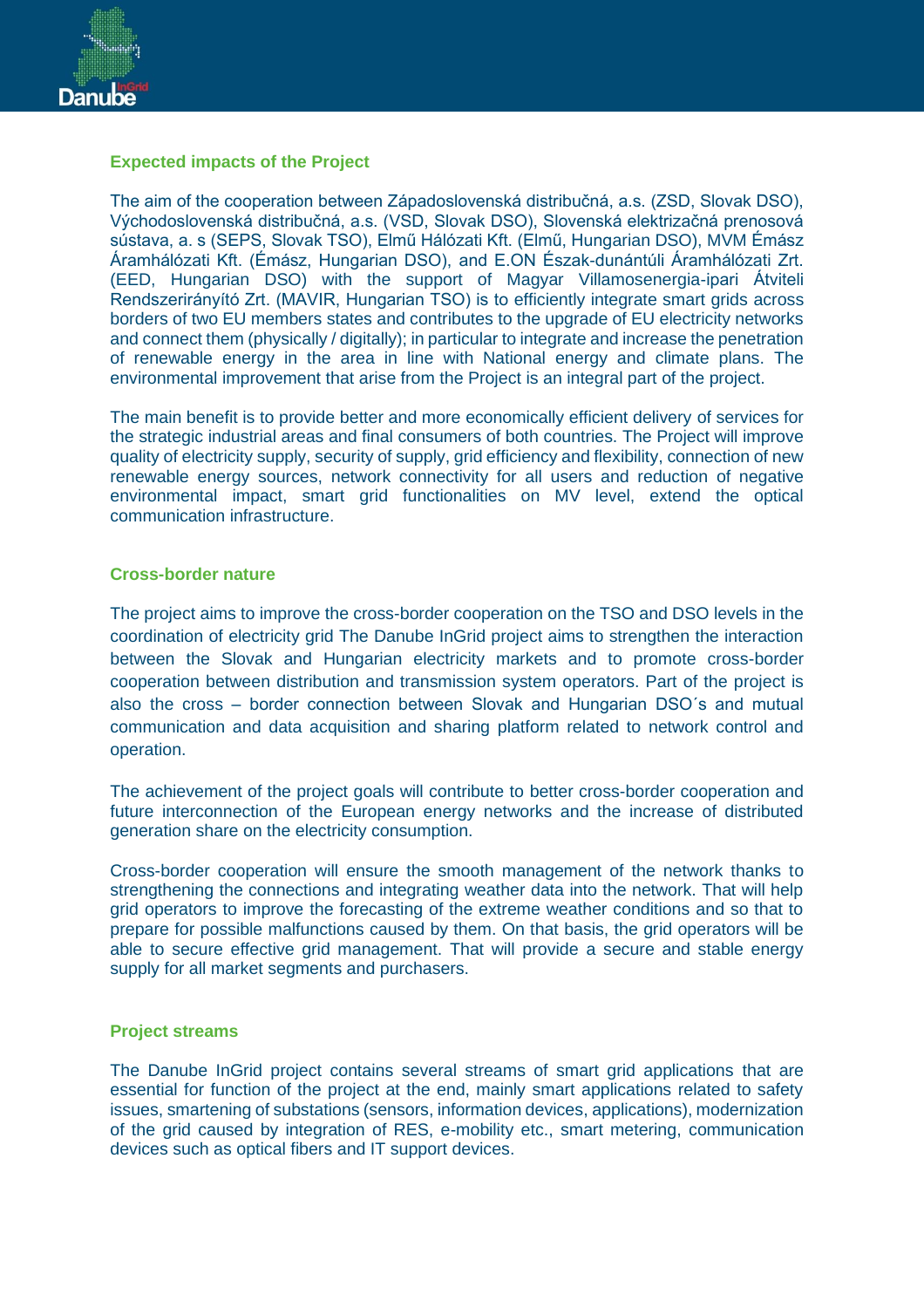## Expected impacts of the Project

The aim of the cooperation between Západoslovenská distribučná, a.s. (ZSD, Slovak DSO), Východoslovenská distribučná, a.s. (VSD, Slovak DSO), Slovenská elektrizačná prenosová sústava, a. s (SEPS, Slovak TSO), Elmű Hálózati Kft. (Elmű, Hungarian DSO), MVM Émász Áramhálózati Kft. (Émász, Hungarian DSO), and E.ON Észak-dunántúli Áramhálózati Zrt. (EED, Hungarian DSO) with the support of Magyar Villamosenergia-ipari Átviteli Rendszerirányító Zrt. (MAVIR, Hungarian TSO) is to efficiently integrate smart grids across borders of two EU members states and contributes to the upgrade of EU electricity networks and connect them (physically / digitally); in particular to integrate and increase the penetration of renewable energy in the area in line with National energy and climate plans. The environmental improvement that arise from the Project is an integral part of the project.

The main benefit is to provide better and more economically efficient delivery of services for the strategic industrial areas and final consumers of both countries. The Project will improve quality of electricity supply, security of supply, grid efficiency and flexibility, connection of new renewable energy sources, network connectivity for all users and reduction of negative environmental impact, smart grid functionalities on MV level, extend the optical communication infrastructure.

## Cross-border nature

The project aims to improve the cross-border cooperation on the TSO and DSO levels in the coordination of electricity grid The Danube InGrid project aims to strengthen the interaction between the Slovak and Hungarian electricity markets and to promote cross-border cooperation between distribution and transmission system operators. Part of the project is also the cross – border connection between Slovak and Hungarian DSO´s and mutual communication and data acquisition and sharing platform related to network control and operation.

The achievement of the project goals will contribute to better cross-border cooperation and future interconnection of the European energy networks and the increase of distributed generation share on the electricity consumption.

Cross-border cooperation will ensure the smooth management of the network thanks to strengthening the connections and integrating weather data into the network. That will help grid operators to improve the forecasting of the extreme weather conditions and so that to prepare for possible malfunctions caused by them. On that basis, the grid operators will be able to secure effective grid management. That will provide a secure and stable energy supply for all market segments and purchasers.

## Project streams

The Danube InGrid project contains several streams of smart grid applications that are essential for function of the project at the end, mainly smart applications related to safety issues, smartening of substations (sensors, information devices, applications), modernization of the grid caused by integration of RES, e-mobility etc., smart metering, communication devices such as optical fibers and IT support devices.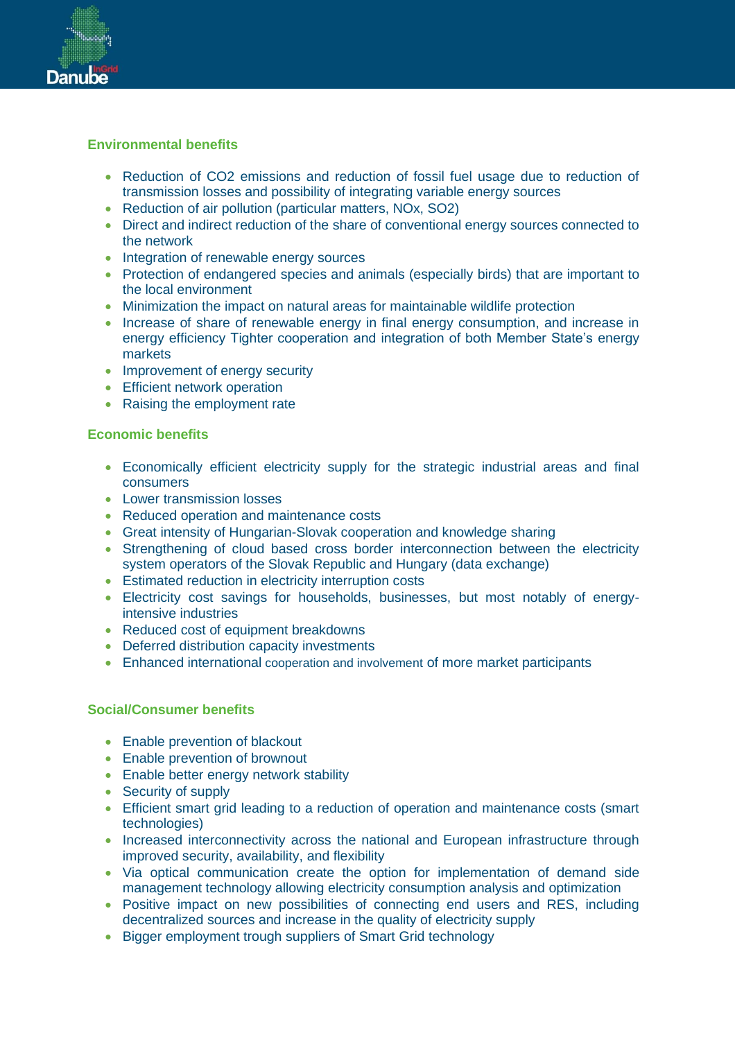### Environmental benefits

- Reduction of $CO_2$ emissions and reduction of fossil fuel usage due to reduction of transmission losses and possibility of integrating variable energy sources
- Reduction of air pollution (particular matters, $NO_x$, $SO_2$)
- Direct and indirect reduction of the share of conventional energy sources connected to the network
- Integration of renewable energy sources
- Protection of endangered species and animals (especially birds) that are important to the local environment
- Minimization the impact on natural areas for maintainable wildlife protection
- Increase of share of renewable energy in final energy consumption, and increase in energy efficiency Tighter cooperation and integration of both Member State's energy markets
- Improvement of energy security
- Efficient network operation
- Raising the employment rate

### Economic benefits

- Economically efficient electricity supply for the strategic industrial areas and final consumers
- Lower transmission losses
- Reduced operation and maintenance costs
- Great intensity of Hungarian-Slovak cooperation and knowledge sharing
- Strengthening of cloud based cross border interconnection between the electricity system operators of the Slovak Republic and Hungary (data exchange)
- Estimated reduction in electricity interruption costs
- Electricity cost savings for households, businesses, but most notably of energy-intensive industries
- Reduced cost of equipment breakdowns
- Deferred distribution capacity investments
- Enhanced international cooperation and involvement of more market participants

### Social/Consumer benefits

- Enable prevention of blackout
- Enable prevention of brownout
- Enable better energy network stability
- Security of supply
- Efficient smart grid leading to a reduction of operation and maintenance costs (smart technologies)
- Increased interconnectivity across the national and European infrastructure through improved security, availability, and flexibility
- Via optical communication create the option for implementation of demand side management technology allowing electricity consumption analysis and optimization
- Positive impact on new possibilities of connecting end users and RES, including decentralized sources and increase in the quality of electricity supply
- Bigger employment trough suppliers of Smart Grid technology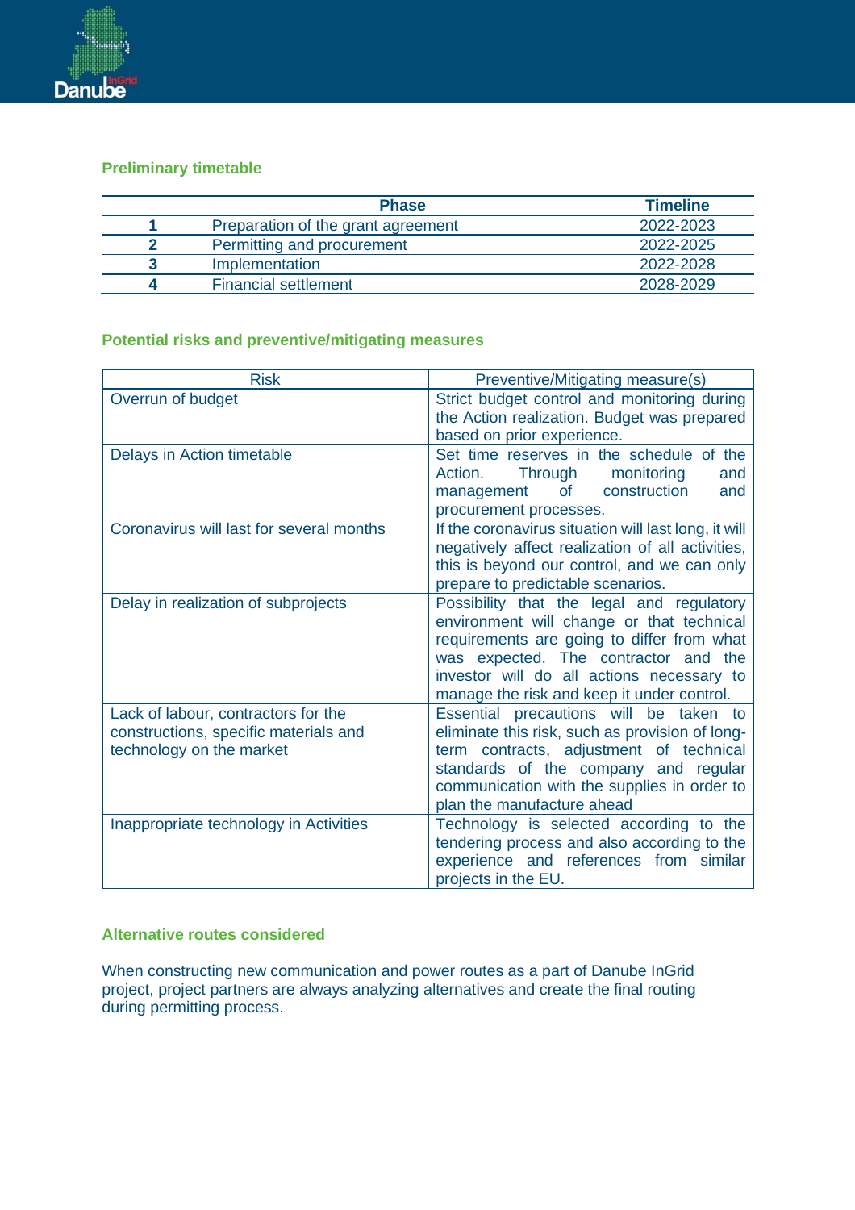### Preliminary timetable

| | Phase | Timeline |
|---|---|---|
| **1** | Preparation of the grant agreement | 2022-2023 |
| **2** | Permitting and procurement | 2022-2025 |
| **3** | Implementation | 2022-2028 |
| **4** | Financial settlement | 2028-2029 |

### Potential risks and preventive/mitigating measures

| Risk | Preventive/Mitigating measure(s) |
|---|---|
| Overrun of budget | Strict budget control and monitoring during the Action realization. Budget was prepared based on prior experience. |
| Delays in Action timetable | Set time reserves in the schedule of the Action. Through monitoring and management of construction and procurement processes. |
| Coronavirus will last for several months | If the coronavirus situation will last long, it will negatively affect realization of all activities, this is beyond our control, and we can only prepare to predictable scenarios. |
| Delay in realization of subprojects | Possibility that the legal and regulatory environment will change or that technical requirements are going to differ from what was expected. The contractor and the investor will do all actions necessary to manage the risk and keep it under control. |
| Lack of labour, contractors for the constructions, specific materials and technology on the market | Essential precautions will be taken to eliminate this risk, such as provision of long-term contracts, adjustment of technical standards of the company and regular communication with the supplies in order to plan the manufacture ahead |
| Inappropriate technology in Activities | Technology is selected according to the tendering process and also according to the experience and references from similar projects in the EU. |

### Alternative routes considered

When constructing new communication and power routes as a part of Danube InGrid project, project partners are always analyzing alternatives and create the final routing during permitting process.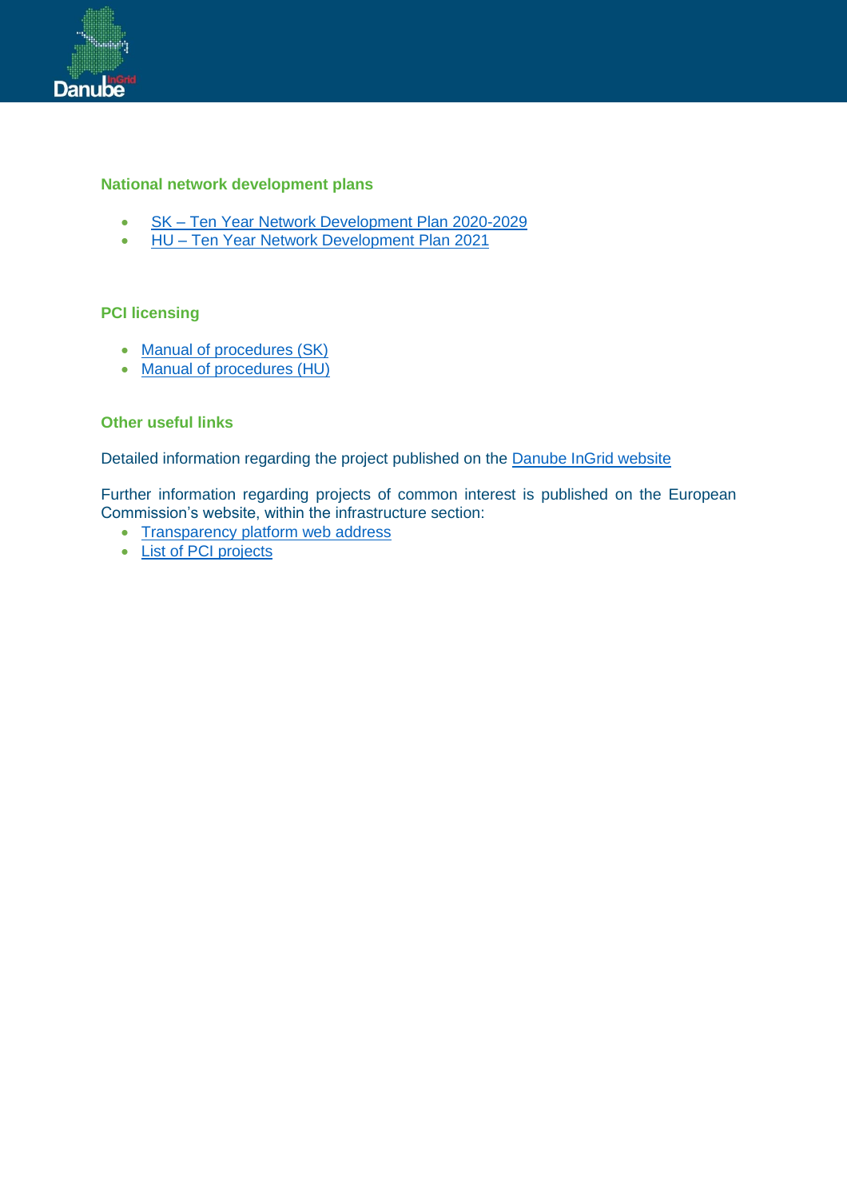## National network development plans

- SK – Ten Year Network Development Plan 2020-2029
- HU – Ten Year Network Development Plan 2021

## PCI licensing

- Manual of procedures (SK)
- Manual of procedures (HU)

## Other useful links

Detailed information regarding the project published on the Danube InGrid website

Further information regarding projects of common interest is published on the European Commission's website, within the infrastructure section:

- Transparency platform web address
- List of PCI projects